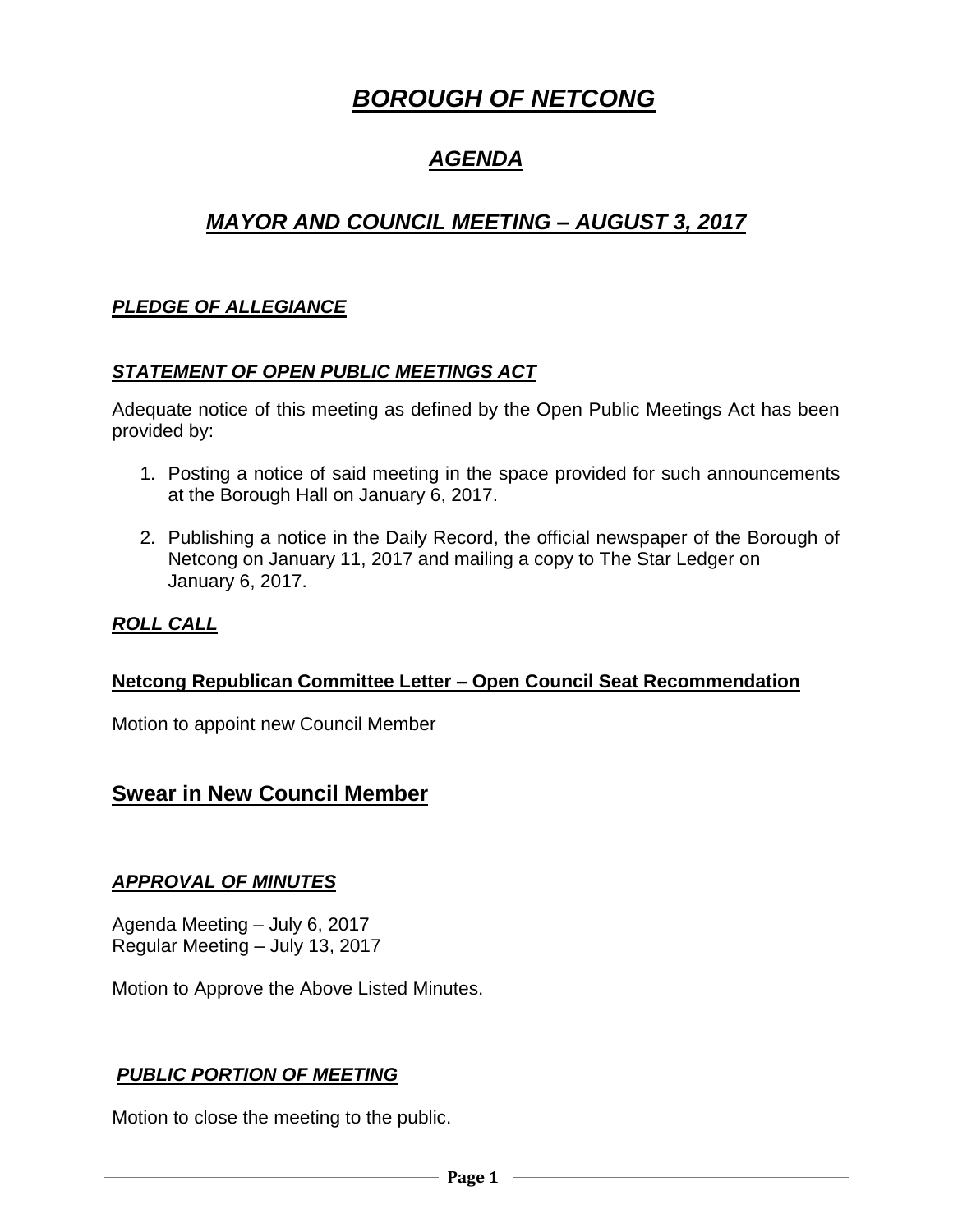# ***BOROUGH OF NETCONG***

## ***AGENDA***

## ***MAYOR AND COUNCIL MEETING – AUGUST 3, 2017***

### ***PLEDGE OF ALLEGIANCE***

### ***STATEMENT OF OPEN PUBLIC MEETINGS ACT***

Adequate notice of this meeting as defined by the Open Public Meetings Act has been provided by:

1. Posting a notice of said meeting in the space provided for such announcements at the Borough Hall on January 6, 2017.

2. Publishing a notice in the Daily Record, the official newspaper of the Borough of Netcong on January 11, 2017 and mailing a copy to The Star Ledger on January 6, 2017.

### ***ROLL CALL***

**Netcong Republican Committee Letter – Open Council Seat Recommendation**

Motion to appoint new Council Member

## **Swear in New Council Member**

### ***APPROVAL OF MINUTES***

Agenda Meeting – July 6, 2017
Regular Meeting – July 13, 2017

Motion to Approve the Above Listed Minutes.

### ***PUBLIC PORTION OF MEETING***

Motion to close the meeting to the public.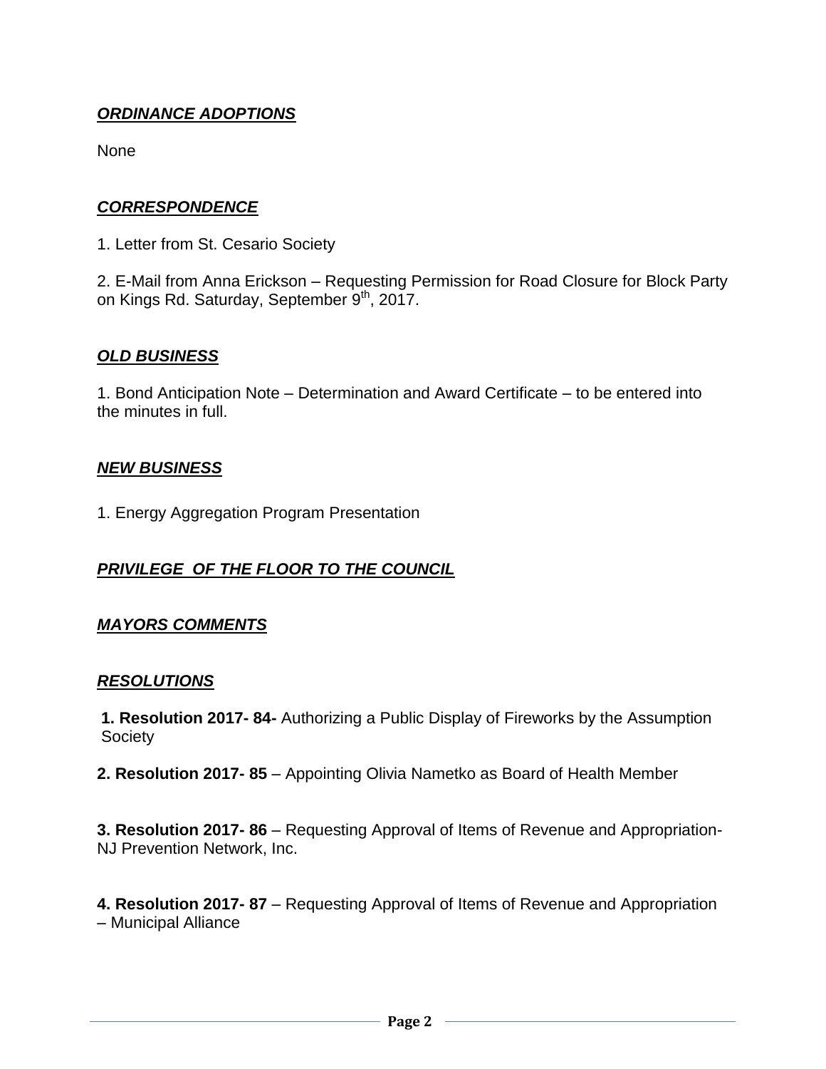## ***ORDINANCE ADOPTIONS***

None

## ***CORRESPONDENCE***

1. Letter from St. Cesario Society

2. E-Mail from Anna Erickson – Requesting Permission for Road Closure for Block Party on Kings Rd. Saturday, September 9th, 2017.

## ***OLD BUSINESS***

1. Bond Anticipation Note – Determination and Award Certificate – to be entered into the minutes in full.

## ***NEW BUSINESS***

1. Energy Aggregation Program Presentation

## ***PRIVILEGE OF THE FLOOR TO THE COUNCIL***

## ***MAYORS COMMENTS***

## ***RESOLUTIONS***

**1. Resolution 2017- 84-** Authorizing a Public Display of Fireworks by the Assumption Society

**2. Resolution 2017- 85** – Appointing Olivia Nametko as Board of Health Member

**3. Resolution 2017- 86** – Requesting Approval of Items of Revenue and Appropriation- NJ Prevention Network, Inc.

**4. Resolution 2017- 87** – Requesting Approval of Items of Revenue and Appropriation – Municipal Alliance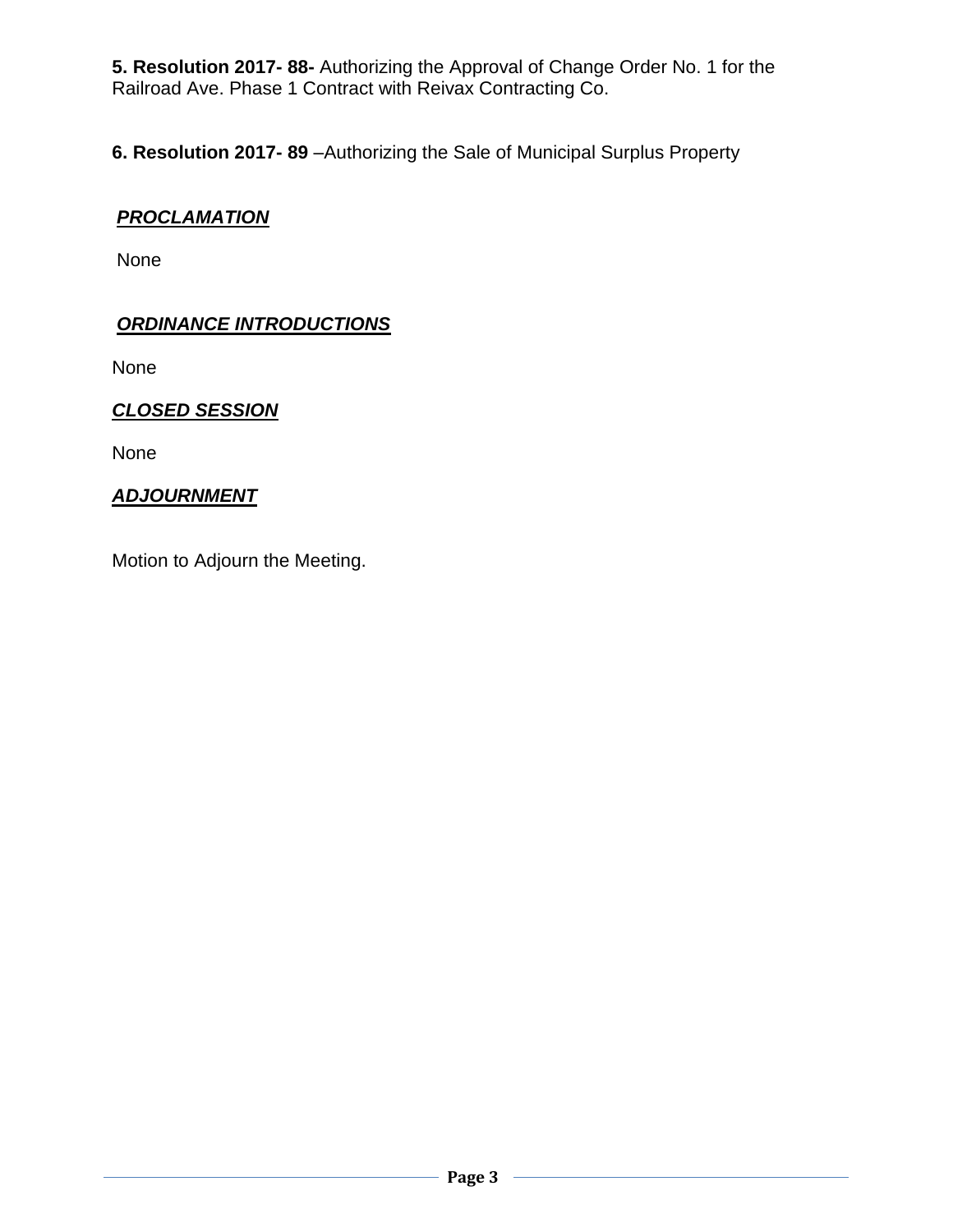**5. Resolution 2017- 88-** Authorizing the Approval of Change Order No. 1 for the Railroad Ave. Phase 1 Contract with Reivax Contracting Co.

**6. Resolution 2017- 89** –Authorizing the Sale of Municipal Surplus Property

***PROCLAMATION***

None

***ORDINANCE INTRODUCTIONS***

None

***CLOSED SESSION***

None

***ADJOURNMENT***

Motion to Adjourn the Meeting.